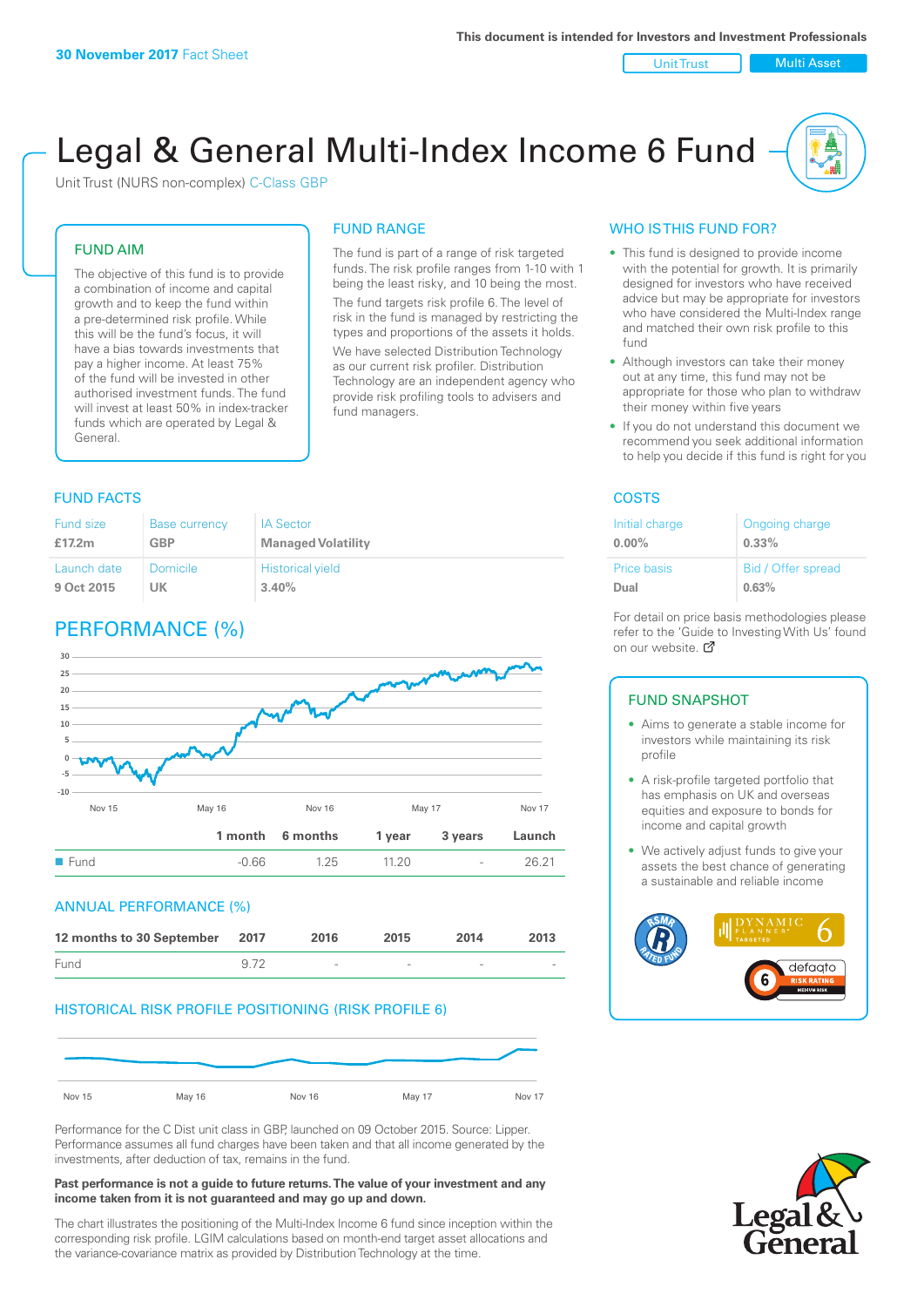**30 November 2017** Fact Sheet

This document is intended for Investors and Investment Professionals

Unit Trust | Multi Asset

# Legal & General Multi-Index Income 6 Fund

Unit Trust (NURS non-complex) C-Class GBP

## FUND AIM

The objective of this fund is to provide a combination of income and capital growth and to keep the fund within a pre-determined risk profile. While this will be the fund's focus, it will have a bias towards investments that pay a higher income. At least 75% of the fund will be invested in other authorised investment funds. The fund will invest at least 50% in index-tracker funds which are operated by Legal & General.

## FUND RANGE

The fund is part of a range of risk targeted funds. The risk profile ranges from 1-10 with 1 being the least risky, and 10 being the most.

The fund targets risk profile 6. The level of risk in the fund is managed by restricting the types and proportions of the assets it holds.

We have selected Distribution Technology as our current risk profiler. Distribution Technology are an independent agency who provide risk profiling tools to advisers and fund managers.

## WHO IS THIS FUND FOR?

- This fund is designed to provide income with the potential for growth. It is primarily designed for investors who have received advice but may be appropriate for investors who have considered the Multi-Index range and matched their own risk profile to this fund
- Although investors can take their money out at any time, this fund may not be appropriate for those who plan to withdraw their money within five years
- If you do not understand this document we recommend you seek additional information to help you decide if this fund is right for you

## FUND FACTS

| Fund size | Base currency | IA Sector |
|---|---|---|
| **£17.2m** | **GBP** | **Managed Volatility** |
| **Launch date** | **Domicile** | **Historical yield** |
| **9 Oct 2015** | **UK** | **3.40%** |

## COSTS

| Initial charge | Ongoing charge |
|---|---|
| **0.00%** | **0.33%** |
| **Price basis** | **Bid / Offer spread** |
| **Dual** | **0.63%** |

For detail on price basis methodologies please refer to the 'Guide to Investing With Us' found on our website.

## PERFORMANCE (%)

| | 1 month | 6 months | 1 year | 3 years | Launch |
|---|---|---|---|---|---|
| Fund | -0.66 | 1.25 | 11.20 | - | 26.21 |

## ANNUAL PERFORMANCE (%)

| 12 months to 30 September | 2017 | 2016 | 2015 | 2014 | 2013 |
|---|---|---|---|---|---|
| Fund | 9.72 | - | - | - | - |

## HISTORICAL RISK PROFILE POSITIONING (RISK PROFILE 6)

Performance for the C Dist unit class in GBP, launched on 09 October 2015. Source: Lipper. Performance assumes all fund charges have been taken and that all income generated by the investments, after deduction of tax, remains in the fund.

**Past performance is not a guide to future returns. The value of your investment and any income taken from it is not guaranteed and may go up and down.**

The chart illustrates the positioning of the Multi-Index Income 6 fund since inception within the corresponding risk profile. LGIM calculations based on month-end target asset allocations and the variance-covariance matrix as provided by Distribution Technology at the time.

## FUND SNAPSHOT

- Aims to generate a stable income for investors while maintaining its risk profile
- A risk-profile targeted portfolio that has emphasis on UK and overseas equities and exposure to bonds for income and capital growth
- We actively adjust funds to give your assets the best chance of generating a sustainable and reliable income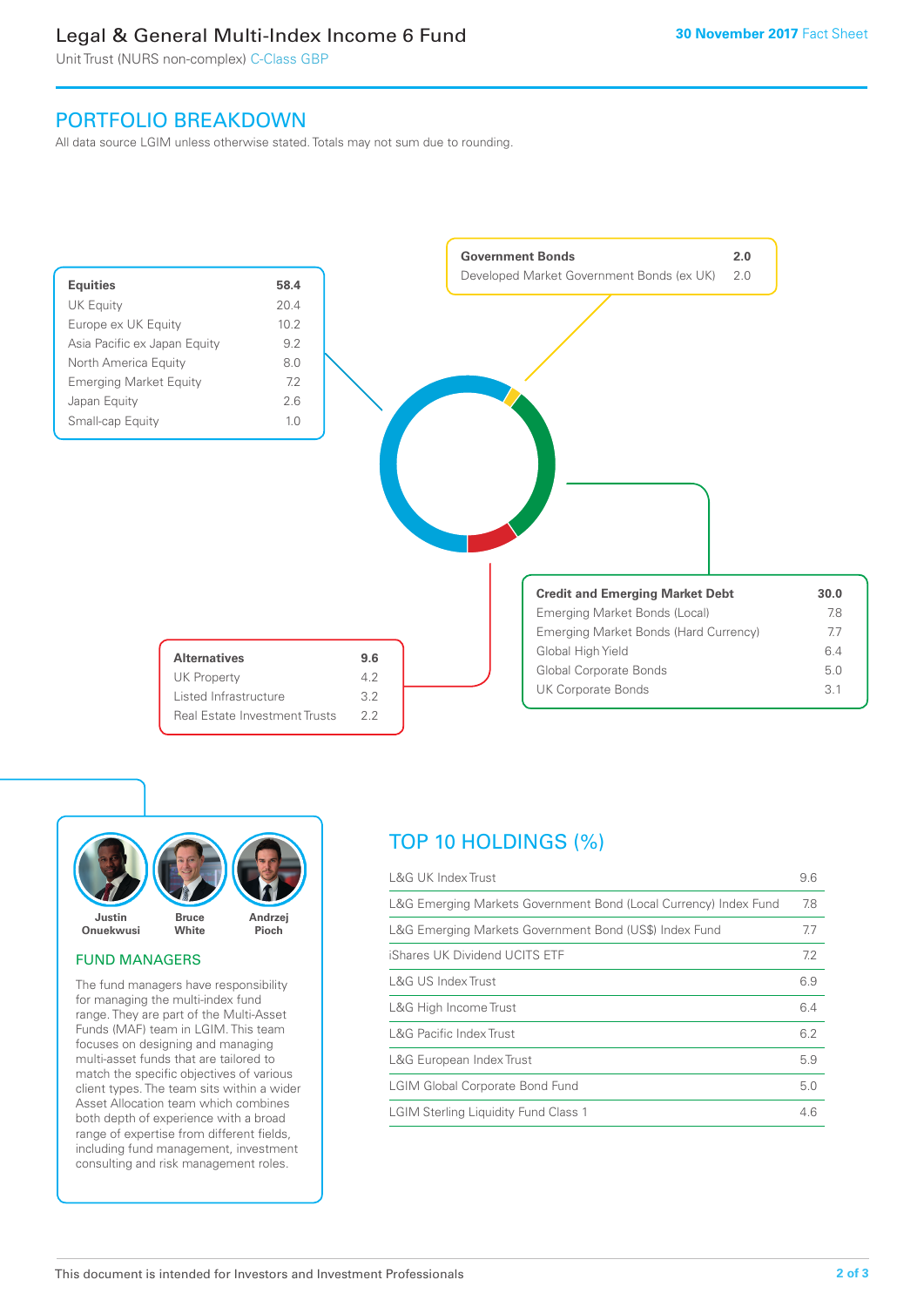## PORTFOLIO BREAKDOWN

All data source LGIM unless otherwise stated. Totals may not sum due to rounding.

| Equities | 58.4 |
|---|---|
| UK Equity | 20.4 |
| Europe ex UK Equity | 10.2 |
| Asia Pacific ex Japan Equity | 9.2 |
| North America Equity | 8.0 |
| Emerging Market Equity | 7.2 |
| Japan Equity | 2.6 |
| Small-cap Equity | 1.0 |

| Government Bonds | 2.0 |
|---|---|
| Developed Market Government Bonds (ex UK) | 2.0 |

| Credit and Emerging Market Debt | 30.0 |
|---|---|
| Emerging Market Bonds (Local) | 7.8 |
| Emerging Market Bonds (Hard Currency) | 7.7 |
| Global High Yield | 6.4 |
| Global Corporate Bonds | 5.0 |
| UK Corporate Bonds | 3.1 |

| Alternatives | 9.6 |
|---|---|
| UK Property | 4.2 |
| Listed Infrastructure | 3.2 |
| Real Estate Investment Trusts | 2.2 |

Justin Onuekwusi, Bruce White, Andrzej Pioch

### FUND MANAGERS

The fund managers have responsibility for managing the multi-index fund range. They are part of the Multi-Asset Funds (MAF) team in LGIM. This team focuses on designing and managing multi-asset funds that are tailored to match the specific objectives of various client types. The team sits within a wider Asset Allocation team which combines both depth of experience with a broad range of expertise from different fields, including fund management, investment consulting and risk management roles.

## TOP 10 HOLDINGS (%)

| Holding | % |
|---|---|
| L&G UK Index Trust | 9.6 |
| L&G Emerging Markets Government Bond (Local Currency) Index Fund | 7.8 |
| L&G Emerging Markets Government Bond (US$) Index Fund | 7.7 |
| iShares UK Dividend UCITS ETF | 7.2 |
| L&G US Index Trust | 6.9 |
| L&G High Income Trust | 6.4 |
| L&G Pacific Index Trust | 6.2 |
| L&G European Index Trust | 5.9 |
| LGIM Global Corporate Bond Fund | 5.0 |
| LGIM Sterling Liquidity Fund Class 1 | 4.6 |

This document is intended for Investors and Investment Professionals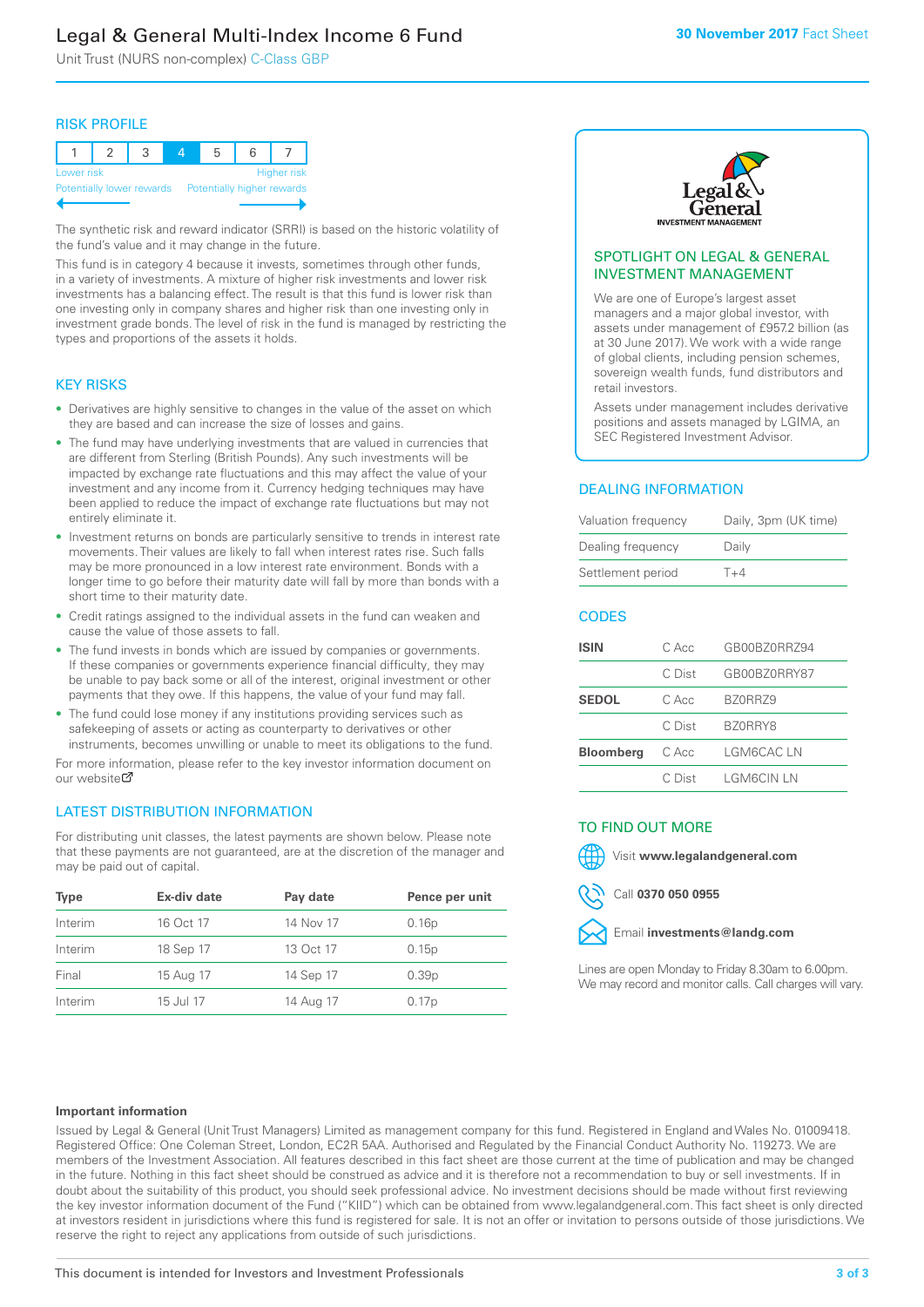# Legal & General Multi-Index Income 6 Fund

Unit Trust (NURS non-complex) C-Class GBP

**30 November 2017** Fact Sheet

## RISK PROFILE

| 1 | 2 | 3 | 4 | 5 | 6 | 7 |
|---|---|---|---|---|---|---|

Lower risk — Higher risk

Potentially lower rewards — Potentially higher rewards

The synthetic risk and reward indicator (SRRI) is based on the historic volatility of the fund's value and it may change in the future.

This fund is in category 4 because it invests, sometimes through other funds, in a variety of investments. A mixture of higher risk investments and lower risk investments has a balancing effect. The result is that this fund is lower risk than one investing only in company shares and higher risk than one investing only in investment grade bonds. The level of risk in the fund is managed by restricting the types and proportions of the assets it holds.

## KEY RISKS

- Derivatives are highly sensitive to changes in the value of the asset on which they are based and can increase the size of losses and gains.
- The fund may have underlying investments that are valued in currencies that are different from Sterling (British Pounds). Any such investments will be impacted by exchange rate fluctuations and this may affect the value of your investment and any income from it. Currency hedging techniques may have been applied to reduce the impact of exchange rate fluctuations but may not entirely eliminate it.
- Investment returns on bonds are particularly sensitive to trends in interest rate movements. Their values are likely to fall when interest rates rise. Such falls may be more pronounced in a low interest rate environment. Bonds with a longer time to go before their maturity date will fall by more than bonds with a short time to their maturity date.
- Credit ratings assigned to the individual assets in the fund can weaken and cause the value of those assets to fall.
- The fund invests in bonds which are issued by companies or governments. If these companies or governments experience financial difficulty, they may be unable to pay back some or all of the interest, original investment or other payments that they owe. If this happens, the value of your fund may fall.
- The fund could lose money if any institutions providing services such as safekeeping of assets or acting as counterparty to derivatives or other instruments, becomes unwilling or unable to meet its obligations to the fund.

For more information, please refer to the key investor information document on our website

## LATEST DISTRIBUTION INFORMATION

For distributing unit classes, the latest payments are shown below. Please note that these payments are not guaranteed, are at the discretion of the manager and may be paid out of capital.

| Type | Ex-div date | Pay date | Pence per unit |
|---|---|---|---|
| Interim | 16 Oct 17 | 14 Nov 17 | 0.16p |
| Interim | 18 Sep 17 | 13 Oct 17 | 0.15p |
| Final | 15 Aug 17 | 14 Sep 17 | 0.39p |
| Interim | 15 Jul 17 | 14 Aug 17 | 0.17p |

## SPOTLIGHT ON LEGAL & GENERAL INVESTMENT MANAGEMENT

We are one of Europe's largest asset managers and a major global investor, with assets under management of £957.2 billion (as at 30 June 2017). We work with a wide range of global clients, including pension schemes, sovereign wealth funds, fund distributors and retail investors.

Assets under management includes derivative positions and assets managed by LGIMA, an SEC Registered Investment Advisor.

## DEALING INFORMATION

| | |
|---|---|
| Valuation frequency | Daily, 3pm (UK time) |
| Dealing frequency | Daily |
| Settlement period | T+4 |

## CODES

| | | |
|---|---|---|
| **ISIN** | C Acc | GB00BZ0RRZ94 |
| | C Dist | GB00BZ0RRY87 |
| **SEDOL** | C Acc | BZ0RRZ9 |
| | C Dist | BZ0RRY8 |
| **Bloomberg** | C Acc | LGM6CAC LN |
| | C Dist | LGM6CIN LN |

## TO FIND OUT MORE

Visit **www.legalandgeneral.com**

Call **0370 050 0955**

Email **investments@landg.com**

Lines are open Monday to Friday 8.30am to 6.00pm. We may record and monitor calls. Call charges will vary.

**Important information**

Issued by Legal & General (Unit Trust Managers) Limited as management company for this fund. Registered in England and Wales No. 01009418. Registered Office: One Coleman Street, London, EC2R 5AA. Authorised and Regulated by the Financial Conduct Authority No. 119273. We are members of the Investment Association. All features described in this fact sheet are those current at the time of publication and may be changed in the future. Nothing in this fact sheet should be construed as advice and it is therefore not a recommendation to buy or sell investments. If in doubt about the suitability of this product, you should seek professional advice. No investment decisions should be made without first reviewing the key investor information document of the Fund ("KIID") which can be obtained from www.legalandgeneral.com. This fact sheet is only directed at investors resident in jurisdictions where this fund is registered for sale. It is not an offer or invitation to persons outside of those jurisdictions. We reserve the right to reject any applications from outside of such jurisdictions.

This document is intended for Investors and Investment Professionals